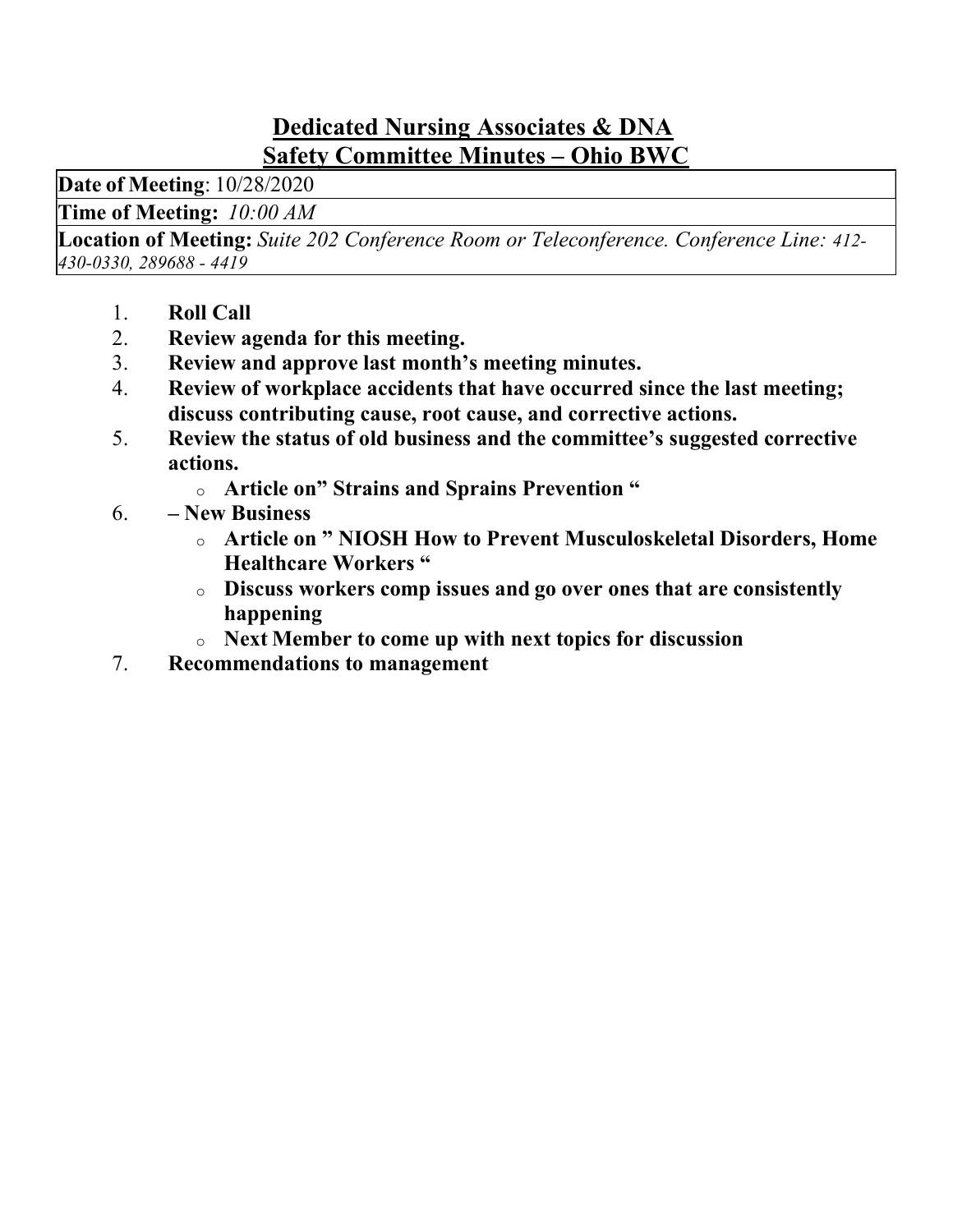# Dedicated Nursing Associates & DNA
## Safety Committee Minutes – Ohio BWC

| **Date of Meeting**: 10/28/2020 |
|---|
| **Time of Meeting:** *10:00 AM* |
| **Location of Meeting:** *Suite 202 Conference Room or Teleconference. Conference Line: 412-430-0330, 289688 - 4419* |

1. **Roll Call**
2. **Review agenda for this meeting.**
3. **Review and approve last month's meeting minutes.**
4. **Review of workplace accidents that have occurred since the last meeting; discuss contributing cause, root cause, and corrective actions.**
5. **Review the status of old business and the committee's suggested corrective actions.**
   - **Article on" Strains and Sprains Prevention "**
6. **– New Business**
   - **Article on " NIOSH How to Prevent Musculoskeletal Disorders, Home Healthcare Workers "**
   - **Discuss workers comp issues and go over ones that are consistently happening**
   - **Next Member to come up with next topics for discussion**
7. **Recommendations to management**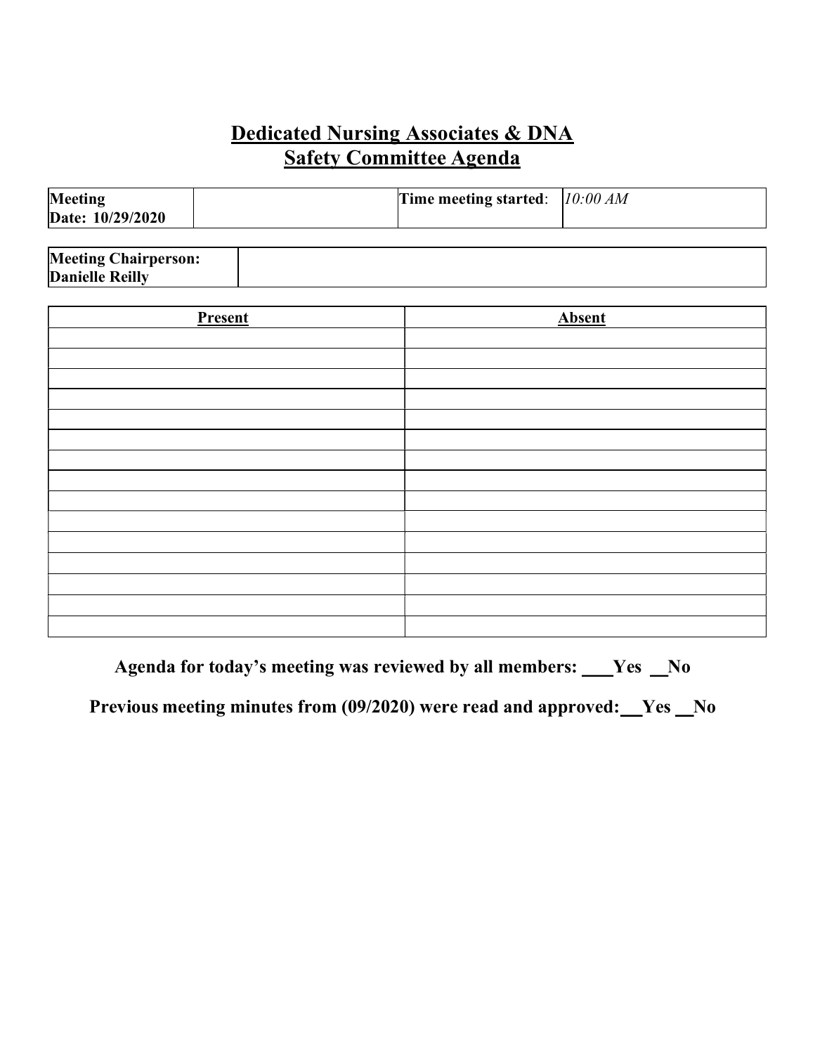# Dedicated Nursing Associates & DNA
## Safety Committee Agenda

| **Meeting Date: 10/29/2020** | | **Time meeting started**: | *10:00 AM* |
|---|---|---|---|

| **Meeting Chairperson: Danielle Reilly** | |
|---|---|

| Present | Absent |
|---|---|
| | |
| | |
| | |
| | |
| | |
| | |
| | |
| | |
| | |
| | |
| | |
| | |
| | |
| | |
| | |

**Agenda for today's meeting was reviewed by all members: ___Yes __No**

**Previous meeting minutes from (09/2020) were read and approved:__Yes __No**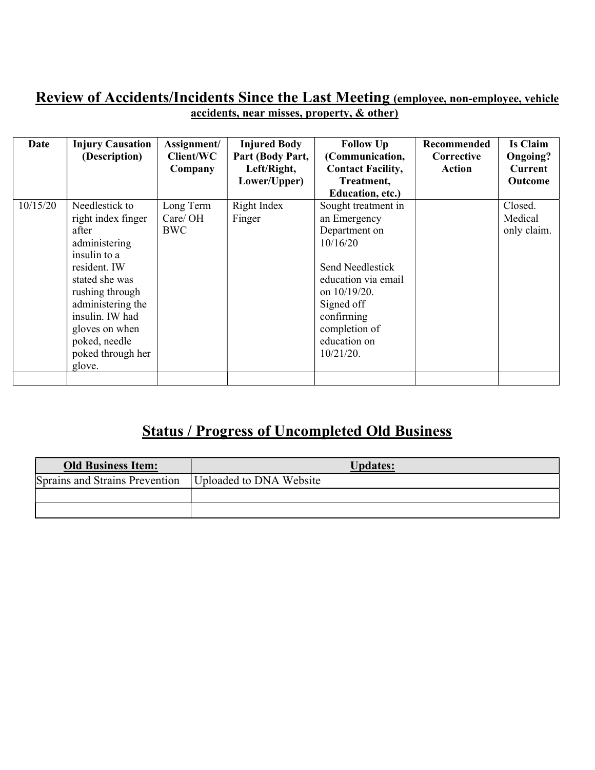## Review of Accidents/Incidents Since the Last Meeting **(employee, non-employee, vehicle accidents, near misses, property, & other)**

| Date | Injury Causation (Description) | Assignment/ Client/WC Company | Injured Body Part (Body Part, Left/Right, Lower/Upper) | Follow Up (Communication, Contact Facility, Treatment, Education, etc.) | Recommended Corrective Action | Is Claim Ongoing? Current Outcome |
|---|---|---|---|---|---|---|
| 10/15/20 | Needlestick to right index finger after administering insulin to a resident. IW stated she was rushing through administering the insulin. IW had gloves on when poked, needle poked through her glove. | Long Term Care/ OH BWC | Right Index Finger | Sought treatment in an Emergency Department on 10/16/20<br><br>Send Needlestick education via email on 10/19/20. Signed off confirming completion of education on 10/21/20. | | Closed. Medical only claim. |
| | | | | | | |

## Status / Progress of Uncompleted Old Business

| Old Business Item: | Updates: |
|---|---|
| Sprains and Strains Prevention | Uploaded to DNA Website |
| | |
| | |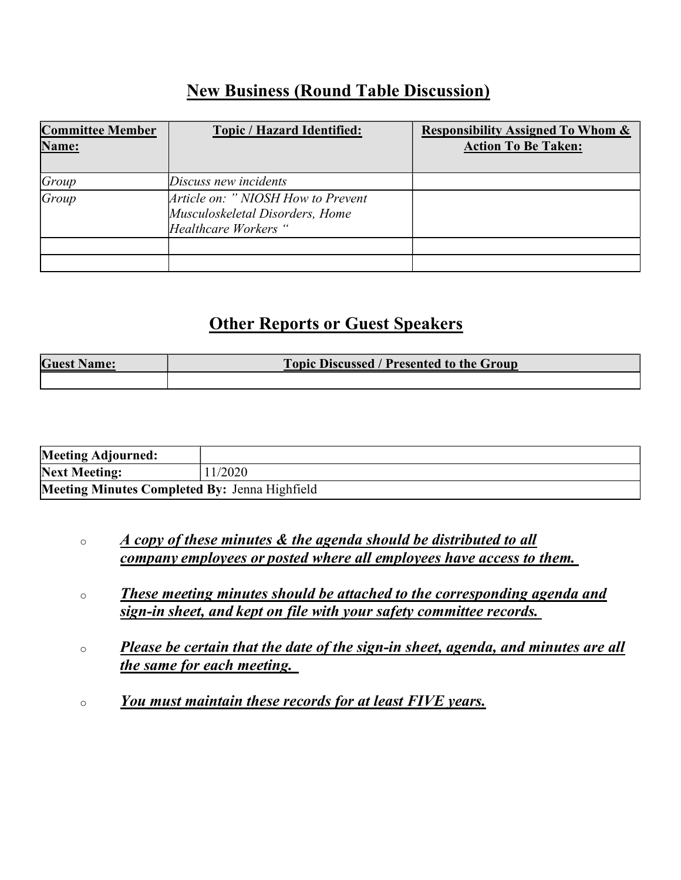## New Business (Round Table Discussion)

| Committee Member Name: | Topic / Hazard Identified: | Responsibility Assigned To Whom & Action To Be Taken: |
|---|---|---|
| *Group* | *Discuss new incidents* | |
| *Group* | *Article on: " NIOSH How to Prevent Musculoskeletal Disorders, Home Healthcare Workers "* | |
| | | |
| | | |

## Other Reports or Guest Speakers

| Guest Name: | Topic Discussed / Presented to the Group |
|---|---|
| | |

| | |
|---|---|
| **Meeting Adjourned:** | |
| **Next Meeting:** | 11/2020 |
| **Meeting Minutes Completed By:** Jenna Highfield | |

- ***A copy of these minutes & the agenda should be distributed to all company employees or posted where all employees have access to them.***
- ***These meeting minutes should be attached to the corresponding agenda and sign-in sheet, and kept on file with your safety committee records.***
- ***Please be certain that the date of the sign-in sheet, agenda, and minutes are all the same for each meeting.***
- ***You must maintain these records for at least FIVE years.***